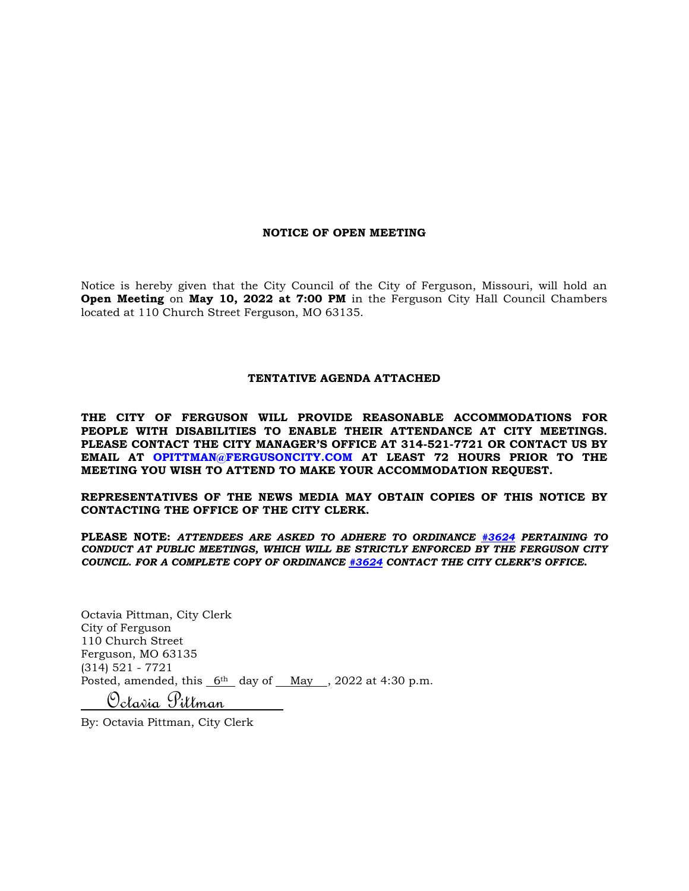**NOTICE OF OPEN MEETING**

Notice is hereby given that the City Council of the City of Ferguson, Missouri, will hold an **Open Meeting** on **May 10, 2022 at 7:00 PM** in the Ferguson City Hall Council Chambers located at 110 Church Street Ferguson, MO 63135.

**TENTATIVE AGENDA ATTACHED**

**THE CITY OF FERGUSON WILL PROVIDE REASONABLE ACCOMMODATIONS FOR PEOPLE WITH DISABILITIES TO ENABLE THEIR ATTENDANCE AT CITY MEETINGS. PLEASE CONTACT THE CITY MANAGER'S OFFICE AT 314-521-7721 OR CONTACT US BY EMAIL AT OPITTMAN@FERGUSONCITY.COM AT LEAST 72 HOURS PRIOR TO THE MEETING YOU WISH TO ATTEND TO MAKE YOUR ACCOMMODATION REQUEST.**

**REPRESENTATIVES OF THE NEWS MEDIA MAY OBTAIN COPIES OF THIS NOTICE BY CONTACTING THE OFFICE OF THE CITY CLERK.**

**PLEASE NOTE:** ***ATTENDEES ARE ASKED TO ADHERE TO ORDINANCE #3624 PERTAINING TO CONDUCT AT PUBLIC MEETINGS, WHICH WILL BE STRICTLY ENFORCED BY THE FERGUSON CITY COUNCIL. FOR A COMPLETE COPY OF ORDINANCE #3624 CONTACT THE CITY CLERK'S OFFICE.***

Octavia Pittman, City Clerk
City of Ferguson
110 Church Street
Ferguson, MO 63135
(314) 521 - 7721
Posted, amended, this 6th day of May, 2022 at 4:30 p.m.

Octavia Pittman

By: Octavia Pittman, City Clerk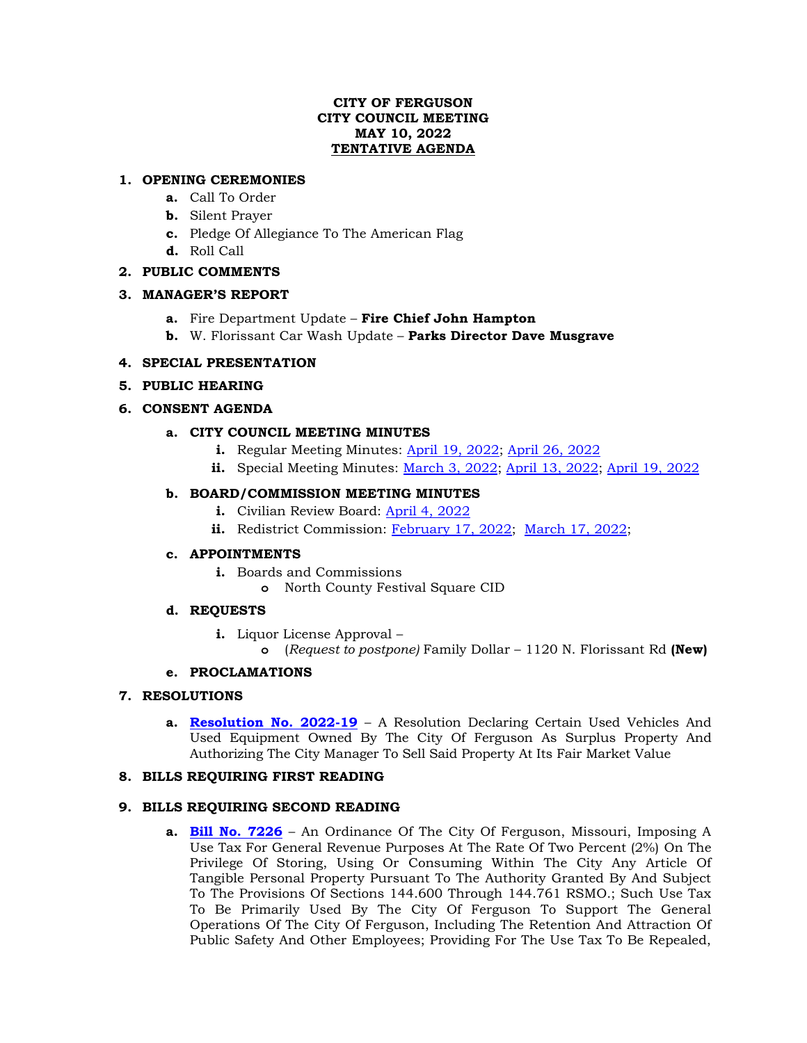**CITY OF FERGUSON**
**CITY COUNCIL MEETING**
**MAY 10, 2022**
**TENTATIVE AGENDA**

1. **OPENING CEREMONIES**
   - a. Call To Order
   - b. Silent Prayer
   - c. Pledge Of Allegiance To The American Flag
   - d. Roll Call
2. **PUBLIC COMMENTS**
3. **MANAGER'S REPORT**
   - a. Fire Department Update – **Fire Chief John Hampton**
   - b. W. Florissant Car Wash Update – **Parks Director Dave Musgrave**
4. **SPECIAL PRESENTATION**
5. **PUBLIC HEARING**
6. **CONSENT AGENDA**
   - a. **CITY COUNCIL MEETING MINUTES**
     - i. Regular Meeting Minutes: April 19, 2022; April 26, 2022
     - ii. Special Meeting Minutes: March 3, 2022; April 13, 2022; April 19, 2022
   - b. **BOARD/COMMISSION MEETING MINUTES**
     - i. Civilian Review Board: April 4, 2022
     - ii. Redistrict Commission: February 17, 2022; March 17, 2022;
   - c. **APPOINTMENTS**
     - i. Boards and Commissions
       - North County Festival Square CID
   - d. **REQUESTS**
     - i. Liquor License Approval –
       - (*Request to postpone)* Family Dollar – 1120 N. Florissant Rd **(New)**
   - e. **PROCLAMATIONS**
7. **RESOLUTIONS**
   - a. **Resolution No. 2022-19** – A Resolution Declaring Certain Used Vehicles And Used Equipment Owned By The City Of Ferguson As Surplus Property And Authorizing The City Manager To Sell Said Property At Its Fair Market Value
8. **BILLS REQUIRING FIRST READING**
9. **BILLS REQUIRING SECOND READING**
   - a. **Bill No. 7226** – An Ordinance Of The City Of Ferguson, Missouri, Imposing A Use Tax For General Revenue Purposes At The Rate Of Two Percent (2%) On The Privilege Of Storing, Using Or Consuming Within The City Any Article Of Tangible Personal Property Pursuant To The Authority Granted By And Subject To The Provisions Of Sections 144.600 Through 144.761 RSMO.; Such Use Tax To Be Primarily Used By The City Of Ferguson To Support The General Operations Of The City Of Ferguson, Including The Retention And Attraction Of Public Safety And Other Employees; Providing For The Use Tax To Be Repealed,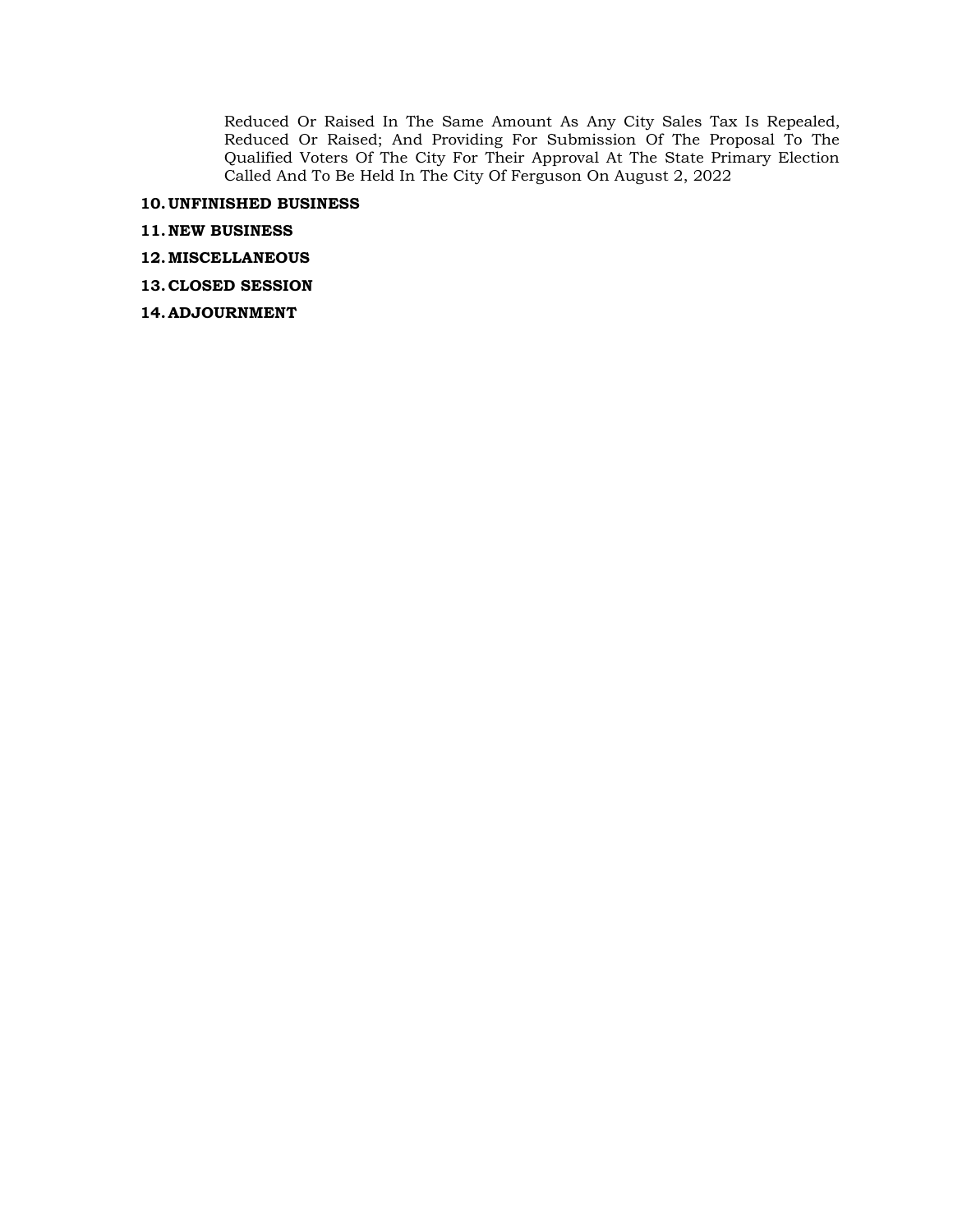Reduced Or Raised In The Same Amount As Any City Sales Tax Is Repealed, Reduced Or Raised; And Providing For Submission Of The Proposal To The Qualified Voters Of The City For Their Approval At The State Primary Election Called And To Be Held In The City Of Ferguson On August 2, 2022

**10. UNFINISHED BUSINESS**

**11. NEW BUSINESS**

**12. MISCELLANEOUS**

**13. CLOSED SESSION**

**14. ADJOURNMENT**